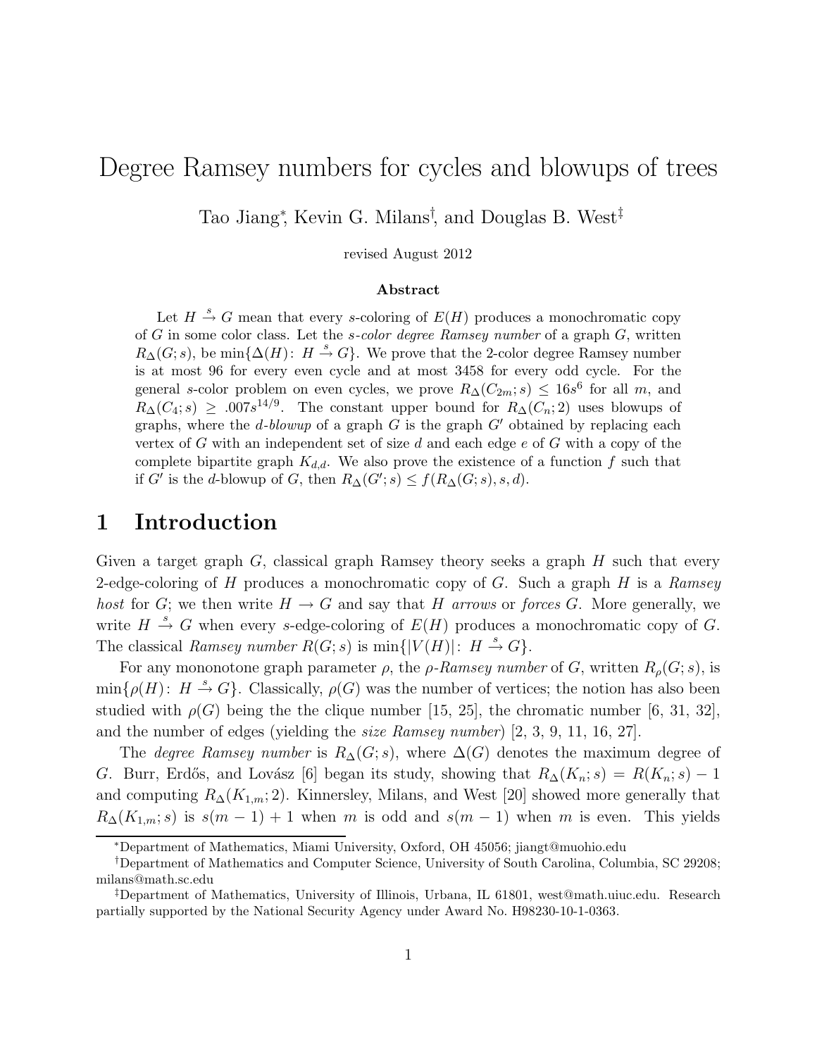# Degree Ramsey numbers for cycles and blowups of trees

Tao Jiang[*], Kevin G. Milans[†], and Douglas B. West[‡]

revised August 2012

### Abstract

Let $H \xrightarrow{s} G$ mean that every $s$-coloring of $E(H)$ produces a monochromatic copy of $G$ in some color class. Let the *s-color degree Ramsey number* of a graph $G$, written $R_\Delta(G; s)$, be $\min\{\Delta(H) \colon H \xrightarrow{s} G\}$. We prove that the 2-color degree Ramsey number is at most 96 for every even cycle and at most 3458 for every odd cycle. For the general $s$-color problem on even cycles, we prove $R_\Delta(C_{2m}; s) \le 16s^6$ for all $m$, and $R_\Delta(C_4; s) \ge .007s^{14/9}$. The constant upper bound for $R_\Delta(C_n; 2)$ uses blowups of graphs, where the *d-blowup* of a graph $G$ is the graph $G'$ obtained by replacing each vertex of $G$ with an independent set of size $d$ and each edge $e$ of $G$ with a copy of the complete bipartite graph $K_{d,d}$. We also prove the existence of a function $f$ such that if $G'$ is the $d$-blowup of $G$, then $R_\Delta(G'; s) \le f(R_\Delta(G; s), s, d)$.

## 1 Introduction

Given a target graph $G$, classical graph Ramsey theory seeks a graph $H$ such that every 2-edge-coloring of $H$ produces a monochromatic copy of $G$. Such a graph $H$ is a *Ramsey host* for $G$; we then write $H \to G$ and say that $H$ *arrows* or *forces* $G$. More generally, we write $H \xrightarrow{s} G$ when every $s$-edge-coloring of $E(H)$ produces a monochromatic copy of $G$. The classical *Ramsey number* $R(G; s)$ is $\min\{|V(H)| \colon H \xrightarrow{s} G\}$.

For any mononotone graph parameter $\rho$, the *$\rho$-Ramsey number* of $G$, written $R_\rho(G; s)$, is $\min\{\rho(H) \colon H \xrightarrow{s} G\}$. Classically, $\rho(G)$ was the number of vertices; the notion has also been studied with $\rho(G)$ being the the clique number [15, 25], the chromatic number [6, 31, 32], and the number of edges (yielding the *size Ramsey number*) [2, 3, 9, 11, 16, 27].

The *degree Ramsey number* is $R_\Delta(G; s)$, where $\Delta(G)$ denotes the maximum degree of $G$. Burr, Erdős, and Lovász [6] began its study, showing that $R_\Delta(K_n; s) = R(K_n; s) - 1$ and computing $R_\Delta(K_{1,m}; 2)$. Kinnersley, Milans, and West [20] showed more generally that $R_\Delta(K_{1,m}; s)$ is $s(m-1)+1$ when $m$ is odd and $s(m-1)$ when $m$ is even. This yields

[*]Department of Mathematics, Miami University, Oxford, OH 45056; jiangt@muohio.edu

[†]Department of Mathematics and Computer Science, University of South Carolina, Columbia, SC 29208; milans@math.sc.edu

[‡]Department of Mathematics, University of Illinois, Urbana, IL 61801, west@math.uiuc.edu. Research partially supported by the National Security Agency under Award No. H98230-10-1-0363.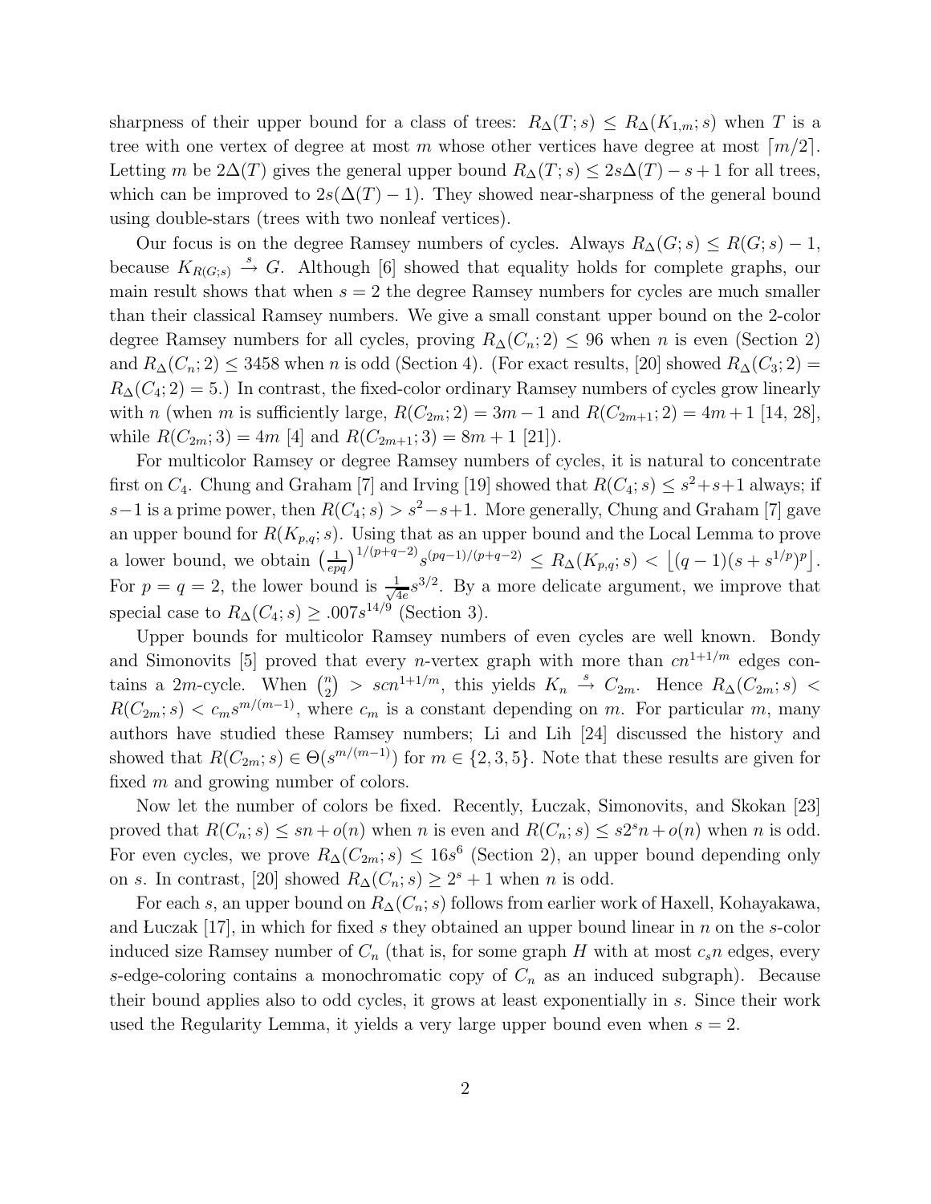sharpness of their upper bound for a class of trees: $R_\Delta(T;s) \le R_\Delta(K_{1,m};s)$ when $T$ is a tree with one vertex of degree at most $m$ whose other vertices have degree at most $\lceil m/2 \rceil$. Letting $m$ be $2\Delta(T)$ gives the general upper bound $R_\Delta(T;s) \le 2s\Delta(T) - s + 1$ for all trees, which can be improved to $2s(\Delta(T)-1)$. They showed near-sharpness of the general bound using double-stars (trees with two nonleaf vertices).

Our focus is on the degree Ramsey numbers of cycles. Always $R_\Delta(G;s) \le R(G;s) - 1$, because $K_{R(G;s)} \xrightarrow{s} G$. Although [6] showed that equality holds for complete graphs, our main result shows that when $s = 2$ the degree Ramsey numbers for cycles are much smaller than their classical Ramsey numbers. We give a small constant upper bound on the 2-color degree Ramsey numbers for all cycles, proving $R_\Delta(C_n;2) \le 96$ when $n$ is even (Section 2) and $R_\Delta(C_n;2) \le 3458$ when $n$ is odd (Section 4). (For exact results, [20] showed $R_\Delta(C_3;2) = R_\Delta(C_4;2) = 5$.) In contrast, the fixed-color ordinary Ramsey numbers of cycles grow linearly with $n$ (when $m$ is sufficiently large, $R(C_{2m};2) = 3m-1$ and $R(C_{2m+1};2) = 4m+1$ [14, 28], while $R(C_{2m};3) = 4m$ [4] and $R(C_{2m+1};3) = 8m+1$ [21]).

For multicolor Ramsey or degree Ramsey numbers of cycles, it is natural to concentrate first on $C_4$. Chung and Graham [7] and Irving [19] showed that $R(C_4;s) \le s^2+s+1$ always; if $s-1$ is a prime power, then $R(C_4;s) > s^2-s+1$. More generally, Chung and Graham [7] gave an upper bound for $R(K_{p,q};s)$. Using that as an upper bound and the Local Lemma to prove a lower bound, we obtain $\left(\frac{1}{epq}\right)^{1/(p+q-2)} s^{(pq-1)/(p+q-2)} \le R_\Delta(K_{p,q};s) < \left\lfloor (q-1)(s+s^{1/p})^p \right\rfloor$. For $p = q = 2$, the lower bound is $\frac{1}{\sqrt{4e}}s^{3/2}$. By a more delicate argument, we improve that special case to $R_\Delta(C_4;s) \ge .007s^{14/9}$ (Section 3).

Upper bounds for multicolor Ramsey numbers of even cycles are well known. Bondy and Simonovits [5] proved that every $n$-vertex graph with more than $cn^{1+1/m}$ edges contains a $2m$-cycle. When $\binom{n}{2} > scn^{1+1/m}$, this yields $K_n \xrightarrow{s} C_{2m}$. Hence $R_\Delta(C_{2m};s) < R(C_{2m};s) < c_m s^{m/(m-1)}$, where $c_m$ is a constant depending on $m$. For particular $m$, many authors have studied these Ramsey numbers; Li and Lih [24] discussed the history and showed that $R(C_{2m};s) \in \Theta(s^{m/(m-1)})$ for $m \in \{2,3,5\}$. Note that these results are given for fixed $m$ and growing number of colors.

Now let the number of colors be fixed. Recently, Łuczak, Simonovits, and Skokan [23] proved that $R(C_n;s) \le sn + o(n)$ when $n$ is even and $R(C_n;s) \le s2^s n + o(n)$ when $n$ is odd. For even cycles, we prove $R_\Delta(C_{2m};s) \le 16s^6$ (Section 2), an upper bound depending only on $s$. In contrast, [20] showed $R_\Delta(C_n;s) \ge 2^s + 1$ when $n$ is odd.

For each $s$, an upper bound on $R_\Delta(C_n;s)$ follows from earlier work of Haxell, Kohayakawa, and Łuczak [17], in which for fixed $s$ they obtained an upper bound linear in $n$ on the $s$-color induced size Ramsey number of $C_n$ (that is, for some graph $H$ with at most $c_s n$ edges, every $s$-edge-coloring contains a monochromatic copy of $C_n$ as an induced subgraph). Because their bound applies also to odd cycles, it grows at least exponentially in $s$. Since their work used the Regularity Lemma, it yields a very large upper bound even when $s = 2$.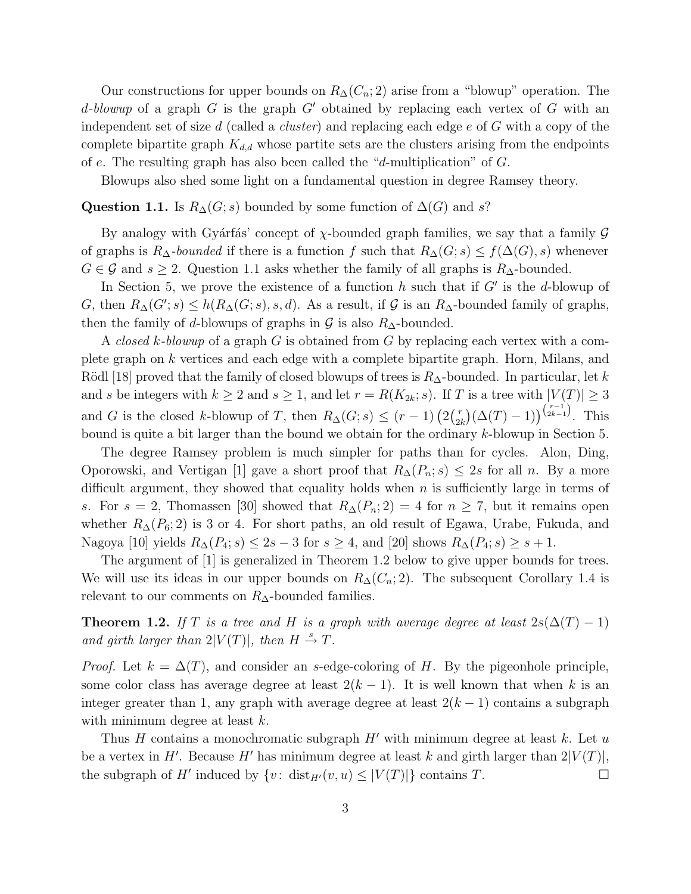Our constructions for upper bounds on $R_\Delta(C_n;2)$ arise from a "blowup" operation. The *d-blowup* of a graph $G$ is the graph $G'$ obtained by replacing each vertex of $G$ with an independent set of size $d$ (called a *cluster*) and replacing each edge $e$ of $G$ with a copy of the complete bipartite graph $K_{d,d}$ whose partite sets are the clusters arising from the endpoints of $e$. The resulting graph has also been called the "$d$-multiplication" of $G$.

Blowups also shed some light on a fundamental question in degree Ramsey theory.

**Question 1.1.** Is $R_\Delta(G;s)$ bounded by some function of $\Delta(G)$ and $s$?

By analogy with Gyárfás' concept of $\chi$-bounded graph families, we say that a family $\mathcal{G}$ of graphs is *$R_\Delta$-bounded* if there is a function $f$ such that $R_\Delta(G;s) \le f(\Delta(G), s)$ whenever $G \in \mathcal{G}$ and $s \ge 2$. Question 1.1 asks whether the family of all graphs is $R_\Delta$-bounded.

In Section 5, we prove the existence of a function $h$ such that if $G'$ is the $d$-blowup of $G$, then $R_\Delta(G';s) \le h(R_\Delta(G;s), s, d)$. As a result, if $\mathcal{G}$ is an $R_\Delta$-bounded family of graphs, then the family of $d$-blowups of graphs in $\mathcal{G}$ is also $R_\Delta$-bounded.

A *closed k-blowup* of a graph $G$ is obtained from $G$ by replacing each vertex with a complete graph on $k$ vertices and each edge with a complete bipartite graph. Horn, Milans, and Rödl [18] proved that the family of closed blowups of trees is $R_\Delta$-bounded. In particular, let $k$ and $s$ be integers with $k \ge 2$ and $s \ge 1$, and let $r = R(K_{2k};s)$. If $T$ is a tree with $|V(T)| \ge 3$ and $G$ is the closed $k$-blowup of $T$, then $R_\Delta(G;s) \le (r-1)\left(2\binom{r}{2k}(\Delta(T)-1)\right)^{\binom{r-1}{2k-1}}$. This bound is quite a bit larger than the bound we obtain for the ordinary $k$-blowup in Section 5.

The degree Ramsey problem is much simpler for paths than for cycles. Alon, Ding, Oporowski, and Vertigan [1] gave a short proof that $R_\Delta(P_n;s) \le 2s$ for all $n$. By a more difficult argument, they showed that equality holds when $n$ is sufficiently large in terms of $s$. For $s = 2$, Thomassen [30] showed that $R_\Delta(P_n;2) = 4$ for $n \ge 7$, but it remains open whether $R_\Delta(P_6;2)$ is 3 or 4. For short paths, an old result of Egawa, Urabe, Fukuda, and Nagoya [10] yields $R_\Delta(P_4;s) \le 2s-3$ for $s \ge 4$, and [20] shows $R_\Delta(P_4;s) \ge s+1$.

The argument of [1] is generalized in Theorem 1.2 below to give upper bounds for trees. We will use its ideas in our upper bounds on $R_\Delta(C_n;2)$. The subsequent Corollary 1.4 is relevant to our comments on $R_\Delta$-bounded families.

**Theorem 1.2.** *If $T$ is a tree and $H$ is a graph with average degree at least $2s(\Delta(T)-1)$ and girth larger than $2|V(T)|$, then $H \xrightarrow{s} T$.*

*Proof.* Let $k = \Delta(T)$, and consider an $s$-edge-coloring of $H$. By the pigeonhole principle, some color class has average degree at least $2(k-1)$. It is well known that when $k$ is an integer greater than 1, any graph with average degree at least $2(k-1)$ contains a subgraph with minimum degree at least $k$.

Thus $H$ contains a monochromatic subgraph $H'$ with minimum degree at least $k$. Let $u$ be a vertex in $H'$. Because $H'$ has minimum degree at least $k$ and girth larger than $2|V(T)|$, the subgraph of $H'$ induced by $\{v\colon \operatorname{dist}_{H'}(v,u) \le |V(T)|\}$ contains $T$. □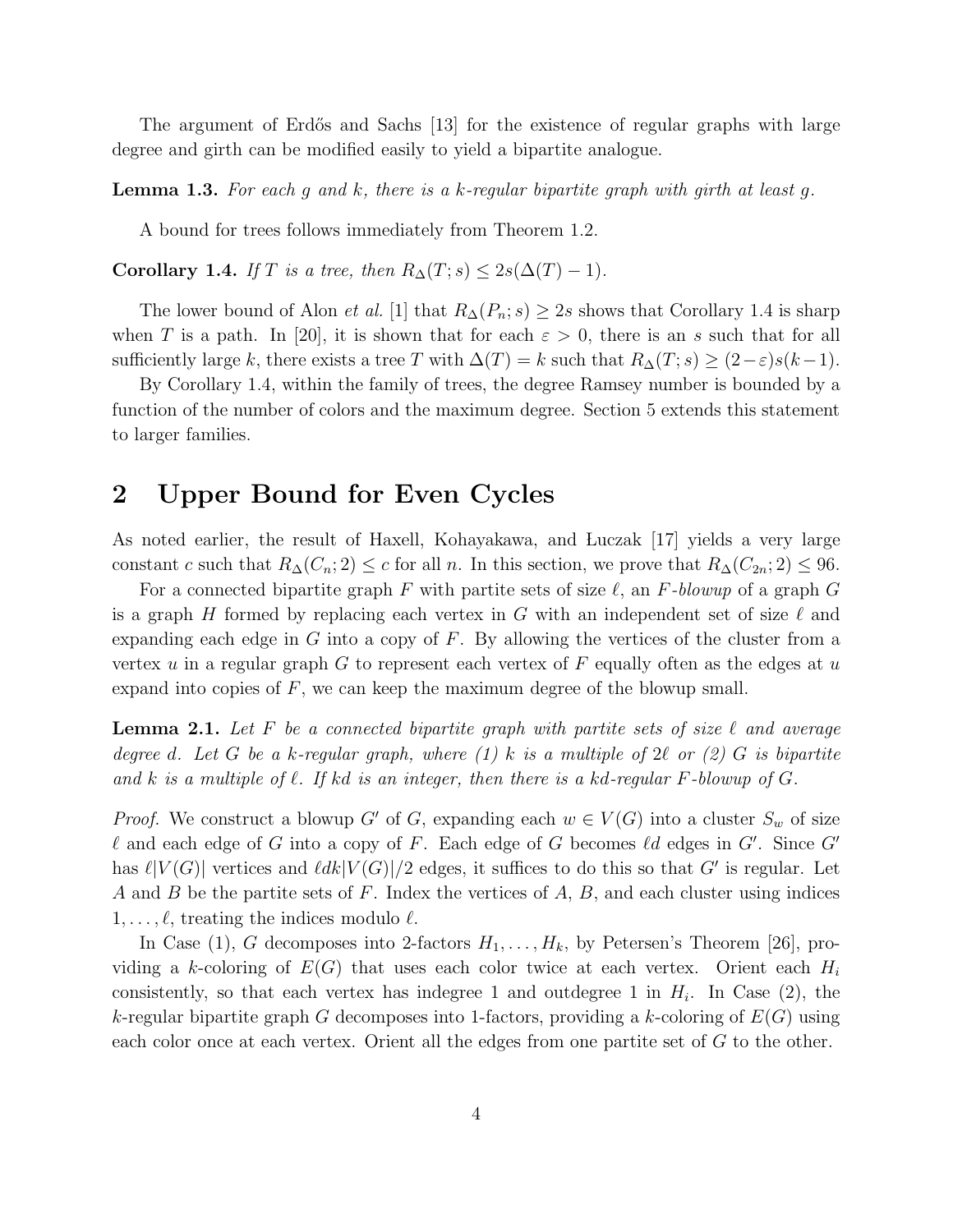The argument of Erdős and Sachs [13] for the existence of regular graphs with large degree and girth can be modified easily to yield a bipartite analogue.

**Lemma 1.3.** *For each $g$ and $k$, there is a $k$-regular bipartite graph with girth at least $g$.*

A bound for trees follows immediately from Theorem 1.2.

**Corollary 1.4.** *If $T$ is a tree, then $R_\Delta(T;s) \le 2s(\Delta(T)-1)$.*

The lower bound of Alon *et al.* [1] that $R_\Delta(P_n;s) \ge 2s$ shows that Corollary 1.4 is sharp when $T$ is a path. In [20], it is shown that for each $\varepsilon > 0$, there is an $s$ such that for all sufficiently large $k$, there exists a tree $T$ with $\Delta(T) = k$ such that $R_\Delta(T;s) \ge (2-\varepsilon)s(k-1)$.

By Corollary 1.4, within the family of trees, the degree Ramsey number is bounded by a function of the number of colors and the maximum degree. Section 5 extends this statement to larger families.

## 2 Upper Bound for Even Cycles

As noted earlier, the result of Haxell, Kohayakawa, and Łuczak [17] yields a very large constant $c$ such that $R_\Delta(C_n;2) \le c$ for all $n$. In this section, we prove that $R_\Delta(C_{2n};2) \le 96$.

For a connected bipartite graph $F$ with partite sets of size $\ell$, an *$F$-blowup* of a graph $G$ is a graph $H$ formed by replacing each vertex in $G$ with an independent set of size $\ell$ and expanding each edge in $G$ into a copy of $F$. By allowing the vertices of the cluster from a vertex $u$ in a regular graph $G$ to represent each vertex of $F$ equally often as the edges at $u$ expand into copies of $F$, we can keep the maximum degree of the blowup small.

**Lemma 2.1.** *Let $F$ be a connected bipartite graph with partite sets of size $\ell$ and average degree $d$. Let $G$ be a $k$-regular graph, where (1) $k$ is a multiple of $2\ell$ or (2) $G$ is bipartite and $k$ is a multiple of $\ell$. If $kd$ is an integer, then there is a $kd$-regular $F$-blowup of $G$.*

*Proof.* We construct a blowup $G'$ of $G$, expanding each $w \in V(G)$ into a cluster $S_w$ of size $\ell$ and each edge of $G$ into a copy of $F$. Each edge of $G$ becomes $\ell d$ edges in $G'$. Since $G'$ has $\ell|V(G)|$ vertices and $\ell dk|V(G)|/2$ edges, it suffices to do this so that $G'$ is regular. Let $A$ and $B$ be the partite sets of $F$. Index the vertices of $A$, $B$, and each cluster using indices $1,\dots,\ell$, treating the indices modulo $\ell$.

In Case (1), $G$ decomposes into 2-factors $H_1,\dots,H_k$, by Petersen's Theorem [26], providing a $k$-coloring of $E(G)$ that uses each color twice at each vertex. Orient each $H_i$ consistently, so that each vertex has indegree 1 and outdegree 1 in $H_i$. In Case (2), the $k$-regular bipartite graph $G$ decomposes into 1-factors, providing a $k$-coloring of $E(G)$ using each color once at each vertex. Orient all the edges from one partite set of $G$ to the other.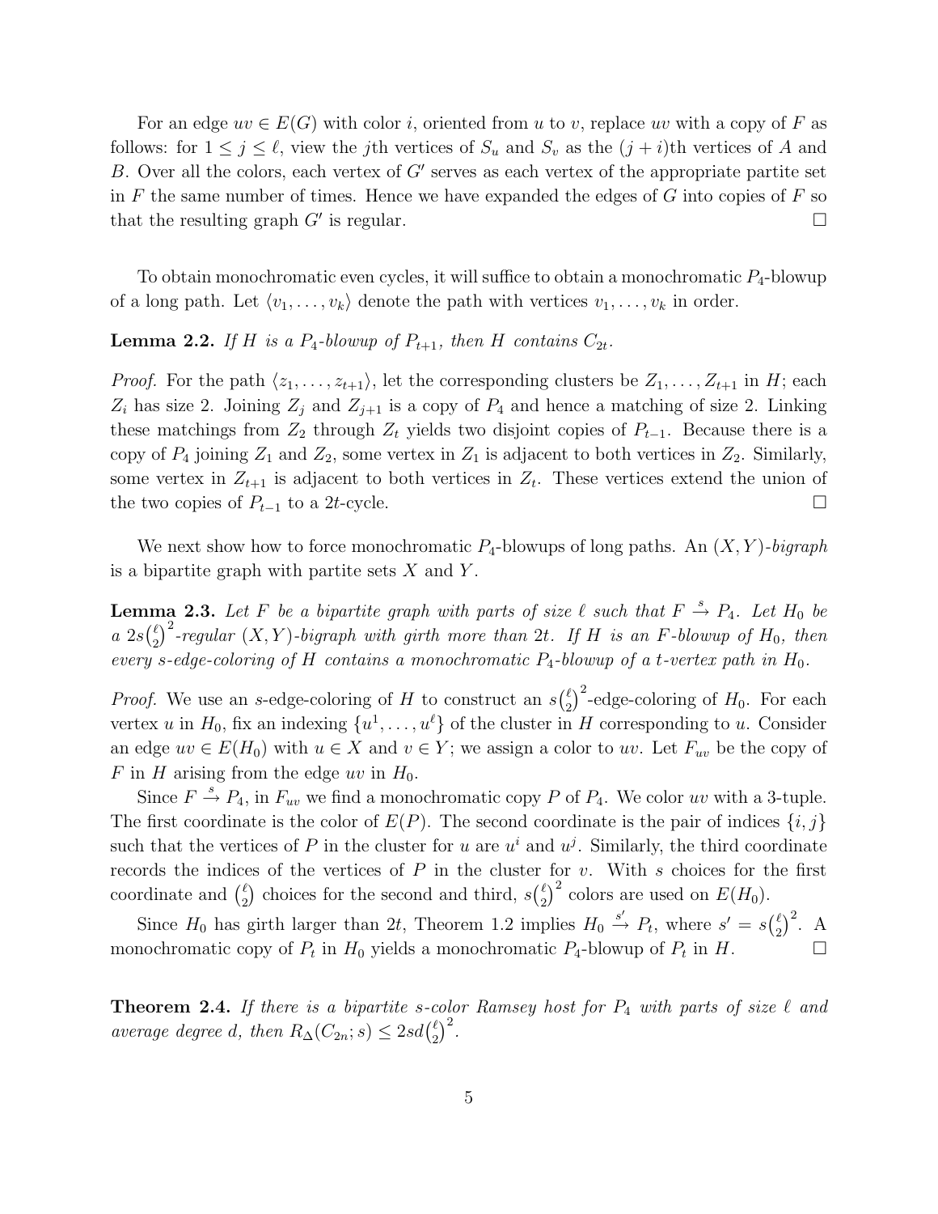For an edge $uv \in E(G)$ with color $i$, oriented from $u$ to $v$, replace $uv$ with a copy of $F$ as follows: for $1 \le j \le \ell$, view the $j$th vertices of $S_u$ and $S_v$ as the $(j+i)$th vertices of $A$ and $B$. Over all the colors, each vertex of $G'$ serves as each vertex of the appropriate partite set in $F$ the same number of times. Hence we have expanded the edges of $G$ into copies of $F$ so that the resulting graph $G'$ is regular. $\square$

To obtain monochromatic even cycles, it will suffice to obtain a monochromatic $P_4$-blowup of a long path. Let $\langle v_1, \ldots, v_k \rangle$ denote the path with vertices $v_1, \ldots, v_k$ in order.

**Lemma 2.2.** *If $H$ is a $P_4$-blowup of $P_{t+1}$, then $H$ contains $C_{2t}$.*

*Proof.* For the path $\langle z_1, \ldots, z_{t+1} \rangle$, let the corresponding clusters be $Z_1, \ldots, Z_{t+1}$ in $H$; each $Z_i$ has size 2. Joining $Z_j$ and $Z_{j+1}$ is a copy of $P_4$ and hence a matching of size 2. Linking these matchings from $Z_2$ through $Z_t$ yields two disjoint copies of $P_{t-1}$. Because there is a copy of $P_4$ joining $Z_1$ and $Z_2$, some vertex in $Z_1$ is adjacent to both vertices in $Z_2$. Similarly, some vertex in $Z_{t+1}$ is adjacent to both vertices in $Z_t$. These vertices extend the union of the two copies of $P_{t-1}$ to a $2t$-cycle. $\square$

We next show how to force monochromatic $P_4$-blowups of long paths. An $(X, Y)$-*bigraph* is a bipartite graph with partite sets $X$ and $Y$.

**Lemma 2.3.** *Let $F$ be a bipartite graph with parts of size $\ell$ such that $F \xrightarrow{s} P_4$. Let $H_0$ be a $2s\binom{\ell}{2}^2$-regular $(X, Y)$-bigraph with girth more than $2t$. If $H$ is an $F$-blowup of $H_0$, then every $s$-edge-coloring of $H$ contains a monochromatic $P_4$-blowup of a $t$-vertex path in $H_0$.*

*Proof.* We use an $s$-edge-coloring of $H$ to construct an $s\binom{\ell}{2}^2$-edge-coloring of $H_0$. For each vertex $u$ in $H_0$, fix an indexing $\{u^1, \ldots, u^\ell\}$ of the cluster in $H$ corresponding to $u$. Consider an edge $uv \in E(H_0)$ with $u \in X$ and $v \in Y$; we assign a color to $uv$. Let $F_{uv}$ be the copy of $F$ in $H$ arising from the edge $uv$ in $H_0$.

Since $F \xrightarrow{s} P_4$, in $F_{uv}$ we find a monochromatic copy $P$ of $P_4$. We color $uv$ with a 3-tuple. The first coordinate is the color of $E(P)$. The second coordinate is the pair of indices $\{i, j\}$ such that the vertices of $P$ in the cluster for $u$ are $u^i$ and $u^j$. Similarly, the third coordinate records the indices of the vertices of $P$ in the cluster for $v$. With $s$ choices for the first coordinate and $\binom{\ell}{2}$ choices for the second and third, $s\binom{\ell}{2}^2$ colors are used on $E(H_0)$.

Since $H_0$ has girth larger than $2t$, Theorem 1.2 implies $H_0 \xrightarrow{s'} P_t$, where $s' = s\binom{\ell}{2}^2$. A monochromatic copy of $P_t$ in $H_0$ yields a monochromatic $P_4$-blowup of $P_t$ in $H$. $\square$

**Theorem 2.4.** *If there is a bipartite $s$-color Ramsey host for $P_4$ with parts of size $\ell$ and average degree $d$, then $R_\Delta(C_{2n}; s) \le 2sd\binom{\ell}{2}^2$.*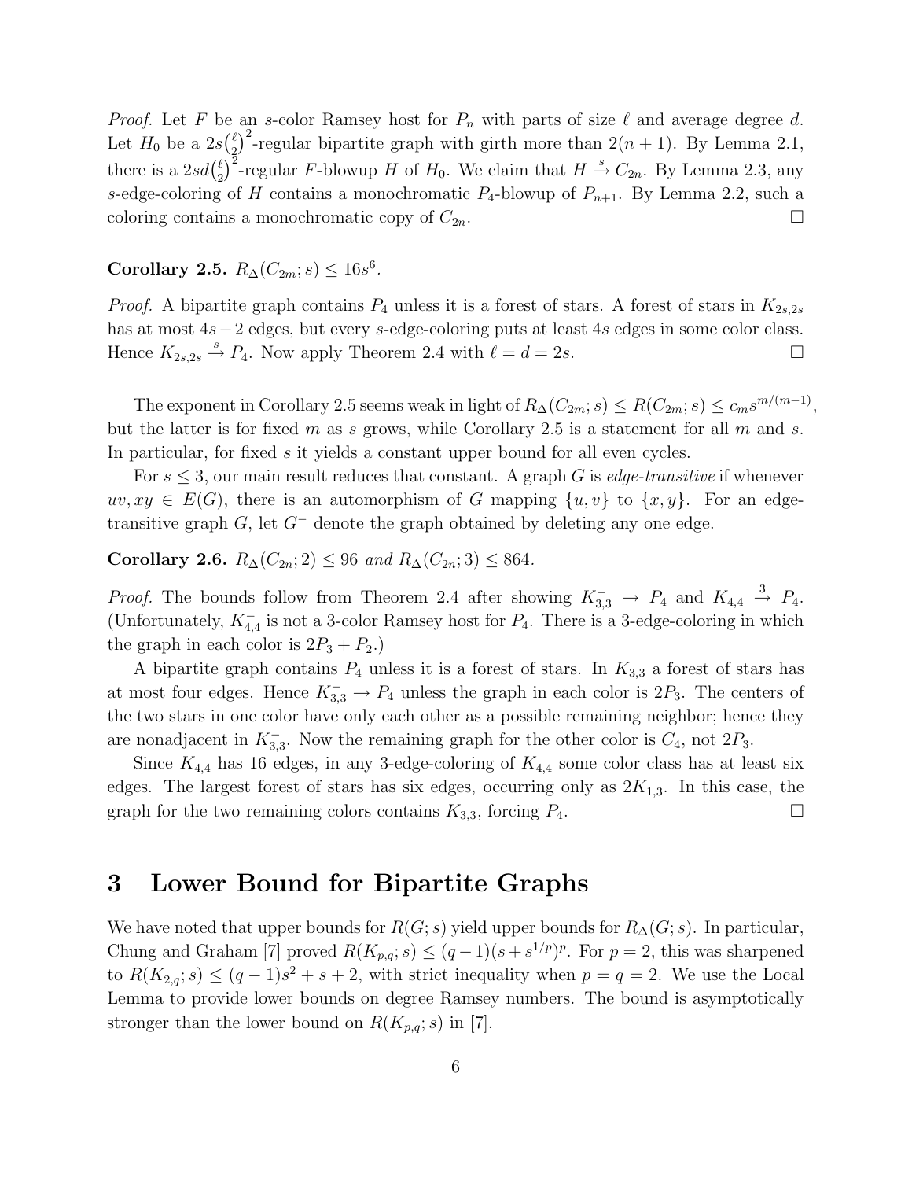*Proof.* Let $F$ be an $s$-color Ramsey host for $P_n$ with parts of size $\ell$ and average degree $d$. Let $H_0$ be a $2s\binom{\ell}{2}^2$-regular bipartite graph with girth more than $2(n+1)$. By Lemma 2.1, there is a $2sd\binom{\ell}{2}^2$-regular $F$-blowup $H$ of $H_0$. We claim that $H \xrightarrow{s} C_{2n}$. By Lemma 2.3, any $s$-edge-coloring of $H$ contains a monochromatic $P_4$-blowup of $P_{n+1}$. By Lemma 2.2, such a coloring contains a monochromatic copy of $C_{2n}$. □

**Corollary 2.5.** *$R_\Delta(C_{2m}; s) \le 16s^6$.*

*Proof.* A bipartite graph contains $P_4$ unless it is a forest of stars. A forest of stars in $K_{2s,2s}$ has at most $4s-2$ edges, but every $s$-edge-coloring puts at least $4s$ edges in some color class. Hence $K_{2s,2s} \xrightarrow{s} P_4$. Now apply Theorem 2.4 with $\ell = d = 2s$. □

The exponent in Corollary 2.5 seems weak in light of $R_\Delta(C_{2m}; s) \le R(C_{2m}; s) \le c_m s^{m/(m-1)}$, but the latter is for fixed $m$ as $s$ grows, while Corollary 2.5 is a statement for all $m$ and $s$. In particular, for fixed $s$ it yields a constant upper bound for all even cycles.

For $s \le 3$, our main result reduces that constant. A graph $G$ is *edge-transitive* if whenever $uv, xy \in E(G)$, there is an automorphism of $G$ mapping $\{u, v\}$ to $\{x, y\}$. For an edge-transitive graph $G$, let $G^-$ denote the graph obtained by deleting any one edge.

**Corollary 2.6.** *$R_\Delta(C_{2n}; 2) \le 96$ and $R_\Delta(C_{2n}; 3) \le 864$.*

*Proof.* The bounds follow from Theorem 2.4 after showing $K_{3,3}^- \to P_4$ and $K_{4,4} \xrightarrow{3} P_4$. (Unfortunately, $K_{4,4}^-$ is not a 3-color Ramsey host for $P_4$. There is a 3-edge-coloring in which the graph in each color is $2P_3 + P_2$.)

A bipartite graph contains $P_4$ unless it is a forest of stars. In $K_{3,3}$ a forest of stars has at most four edges. Hence $K_{3,3}^- \to P_4$ unless the graph in each color is $2P_3$. The centers of the two stars in one color have only each other as a possible remaining neighbor; hence they are nonadjacent in $K_{3,3}^-$. Now the remaining graph for the other color is $C_4$, not $2P_3$.

Since $K_{4,4}$ has 16 edges, in any 3-edge-coloring of $K_{4,4}$ some color class has at least six edges. The largest forest of stars has six edges, occurring only as $2K_{1,3}$. In this case, the graph for the two remaining colors contains $K_{3,3}$, forcing $P_4$. □

# 3 Lower Bound for Bipartite Graphs

We have noted that upper bounds for $R(G; s)$ yield upper bounds for $R_\Delta(G; s)$. In particular, Chung and Graham [7] proved $R(K_{p,q}; s) \le (q-1)(s + s^{1/p})^p$. For $p = 2$, this was sharpened to $R(K_{2,q}; s) \le (q-1)s^2 + s + 2$, with strict inequality when $p = q = 2$. We use the Local Lemma to provide lower bounds on degree Ramsey numbers. The bound is asymptotically stronger than the lower bound on $R(K_{p,q}; s)$ in [7].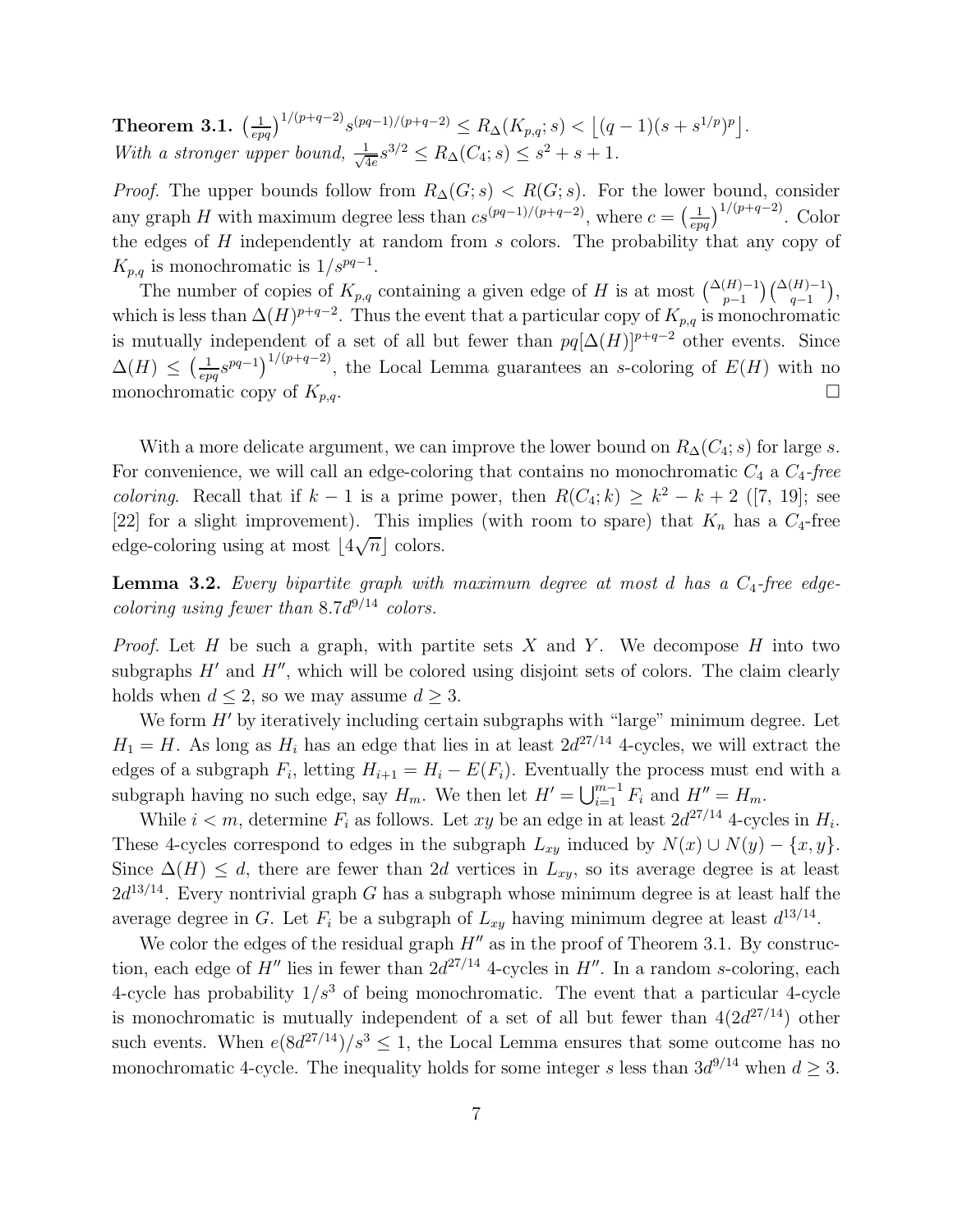**Theorem 3.1.** $\left(\frac{1}{epq}\right)^{1/(p+q-2)} s^{(pq-1)/(p+q-2)} \le R_\Delta(K_{p,q}; s) < \lfloor (q-1)(s+s^{1/p})^p \rfloor$.
*With a stronger upper bound,* $\frac{1}{\sqrt{4e}} s^{3/2} \le R_\Delta(C_4; s) \le s^2 + s + 1$.

*Proof.* The upper bounds follow from $R_\Delta(G; s) < R(G; s)$. For the lower bound, consider any graph $H$ with maximum degree less than $cs^{(pq-1)/(p+q-2)}$, where $c = \left(\frac{1}{epq}\right)^{1/(p+q-2)}$. Color the edges of $H$ independently at random from $s$ colors. The probability that any copy of $K_{p,q}$ is monochromatic is $1/s^{pq-1}$.

The number of copies of $K_{p,q}$ containing a given edge of $H$ is at most $\binom{\Delta(H)-1}{p-1}\binom{\Delta(H)-1}{q-1}$, which is less than $\Delta(H)^{p+q-2}$. Thus the event that a particular copy of $K_{p,q}$ is monochromatic is mutually independent of a set of all but fewer than $pq[\Delta(H)]^{p+q-2}$ other events. Since $\Delta(H) \le \left(\frac{1}{epq} s^{pq-1}\right)^{1/(p+q-2)}$, the Local Lemma guarantees an $s$-coloring of $E(H)$ with no monochromatic copy of $K_{p,q}$. □

With a more delicate argument, we can improve the lower bound on $R_\Delta(C_4; s)$ for large $s$. For convenience, we will call an edge-coloring that contains no monochromatic $C_4$ a *$C_4$-free coloring*. Recall that if $k-1$ is a prime power, then $R(C_4; k) \ge k^2 - k + 2$ ([7, 19]; see [22] for a slight improvement). This implies (with room to spare) that $K_n$ has a $C_4$-free edge-coloring using at most $\lfloor 4\sqrt{n} \rfloor$ colors.

**Lemma 3.2.** *Every bipartite graph with maximum degree at most $d$ has a $C_4$-free edge-coloring using fewer than $8.7d^{9/14}$ colors.*

*Proof.* Let $H$ be such a graph, with partite sets $X$ and $Y$. We decompose $H$ into two subgraphs $H'$ and $H''$, which will be colored using disjoint sets of colors. The claim clearly holds when $d \le 2$, so we may assume $d \ge 3$.

We form $H'$ by iteratively including certain subgraphs with "large" minimum degree. Let $H_1 = H$. As long as $H_i$ has an edge that lies in at least $2d^{27/14}$ 4-cycles, we will extract the edges of a subgraph $F_i$, letting $H_{i+1} = H_i - E(F_i)$. Eventually the process must end with a subgraph having no such edge, say $H_m$. We then let $H' = \bigcup_{i=1}^{m-1} F_i$ and $H'' = H_m$.

While $i < m$, determine $F_i$ as follows. Let $xy$ be an edge in at least $2d^{27/14}$ 4-cycles in $H_i$. These 4-cycles correspond to edges in the subgraph $L_{xy}$ induced by $N(x) \cup N(y) - \{x, y\}$. Since $\Delta(H) \le d$, there are fewer than $2d$ vertices in $L_{xy}$, so its average degree is at least $2d^{13/14}$. Every nontrivial graph $G$ has a subgraph whose minimum degree is at least half the average degree in $G$. Let $F_i$ be a subgraph of $L_{xy}$ having minimum degree at least $d^{13/14}$.

We color the edges of the residual graph $H''$ as in the proof of Theorem 3.1. By construction, each edge of $H''$ lies in fewer than $2d^{27/14}$ 4-cycles in $H''$. In a random $s$-coloring, each 4-cycle has probability $1/s^3$ of being monochromatic. The event that a particular 4-cycle is monochromatic is mutually independent of a set of all but fewer than $4(2d^{27/14})$ other such events. When $e(8d^{27/14})/s^3 \le 1$, the Local Lemma ensures that some outcome has no monochromatic 4-cycle. The inequality holds for some integer $s$ less than $3d^{9/14}$ when $d \ge 3$.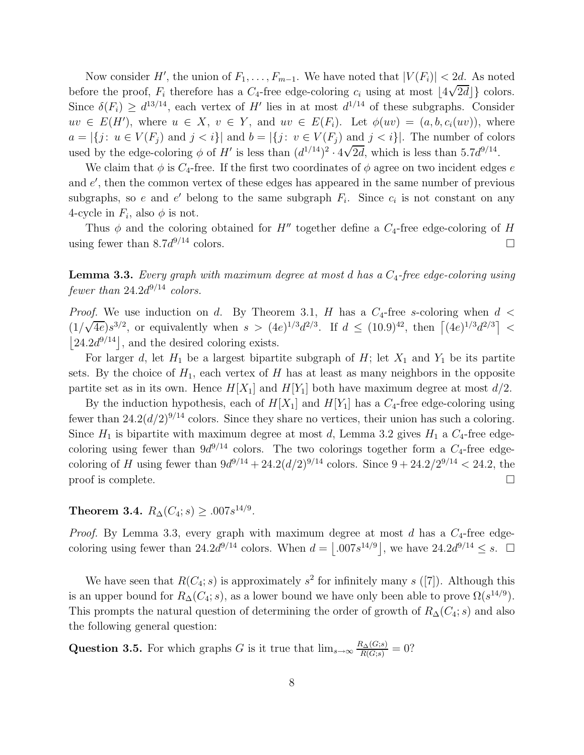Now consider $H'$, the union of $F_1, \ldots, F_{m-1}$. We have noted that $|V(F_i)| < 2d$. As noted before the proof, $F_i$ therefore has a $C_4$-free edge-coloring $c_i$ using at most $\lfloor 4\sqrt{2d} \rfloor\}$ colors. Since $\delta(F_i) \geq d^{13/14}$, each vertex of $H'$ lies in at most $d^{1/14}$ of these subgraphs. Consider $uv \in E(H')$, where $u \in X$, $v \in Y$, and $uv \in E(F_i)$. Let $\phi(uv) = (a, b, c_i(uv))$, where $a = |\{j\colon\ u \in V(F_j) \text{ and } j < i\}|$ and $b = |\{j\colon\ v \in V(F_j) \text{ and } j < i\}|$. The number of colors used by the edge-coloring $\phi$ of $H'$ is less than $(d^{1/14})^2 \cdot 4\sqrt{2d}$, which is less than $5.7d^{9/14}$.

We claim that $\phi$ is $C_4$-free. If the first two coordinates of $\phi$ agree on two incident edges $e$ and $e'$, then the common vertex of these edges has appeared in the same number of previous subgraphs, so $e$ and $e'$ belong to the same subgraph $F_i$. Since $c_i$ is not constant on any 4-cycle in $F_i$, also $\phi$ is not.

Thus $\phi$ and the coloring obtained for $H''$ together define a $C_4$-free edge-coloring of $H$ using fewer than $8.7d^{9/14}$ colors. □

**Lemma 3.3.** *Every graph with maximum degree at most $d$ has a $C_4$-free edge-coloring using fewer than $24.2d^{9/14}$ colors.*

*Proof.* We use induction on $d$. By Theorem 3.1, $H$ has a $C_4$-free $s$-coloring when $d < (1/\sqrt{4e})s^{3/2}$, or equivalently when $s > (4e)^{1/3}d^{2/3}$. If $d \leq (10.9)^{42}$, then $\lceil (4e)^{1/3}d^{2/3} \rceil < \lfloor 24.2d^{9/14} \rfloor$, and the desired coloring exists.

For larger $d$, let $H_1$ be a largest bipartite subgraph of $H$; let $X_1$ and $Y_1$ be its partite sets. By the choice of $H_1$, each vertex of $H$ has at least as many neighbors in the opposite partite set as in its own. Hence $H[X_1]$ and $H[Y_1]$ both have maximum degree at most $d/2$.

By the induction hypothesis, each of $H[X_1]$ and $H[Y_1]$ has a $C_4$-free edge-coloring using fewer than $24.2(d/2)^{9/14}$ colors. Since they share no vertices, their union has such a coloring. Since $H_1$ is bipartite with maximum degree at most $d$, Lemma 3.2 gives $H_1$ a $C_4$-free edge-coloring using fewer than $9d^{9/14}$ colors. The two colorings together form a $C_4$-free edge-coloring of $H$ using fewer than $9d^{9/14} + 24.2(d/2)^{9/14}$ colors. Since $9 + 24.2/2^{9/14} < 24.2$, the proof is complete. □

**Theorem 3.4.** $R_\Delta(C_4; s) \geq .007s^{14/9}$.

*Proof.* By Lemma 3.3, every graph with maximum degree at most $d$ has a $C_4$-free edge-coloring using fewer than $24.2d^{9/14}$ colors. When $d = \lfloor .007s^{14/9} \rfloor$, we have $24.2d^{9/14} \leq s$. □

We have seen that $R(C_4; s)$ is approximately $s^2$ for infinitely many $s$ ([7]). Although this is an upper bound for $R_\Delta(C_4; s)$, as a lower bound we have only been able to prove $\Omega(s^{14/9})$. This prompts the natural question of determining the order of growth of $R_\Delta(C_4; s)$ and also the following general question:

**Question 3.5.** For which graphs $G$ is it true that $\lim_{s\to\infty} \frac{R_\Delta(G;s)}{R(G;s)} = 0$?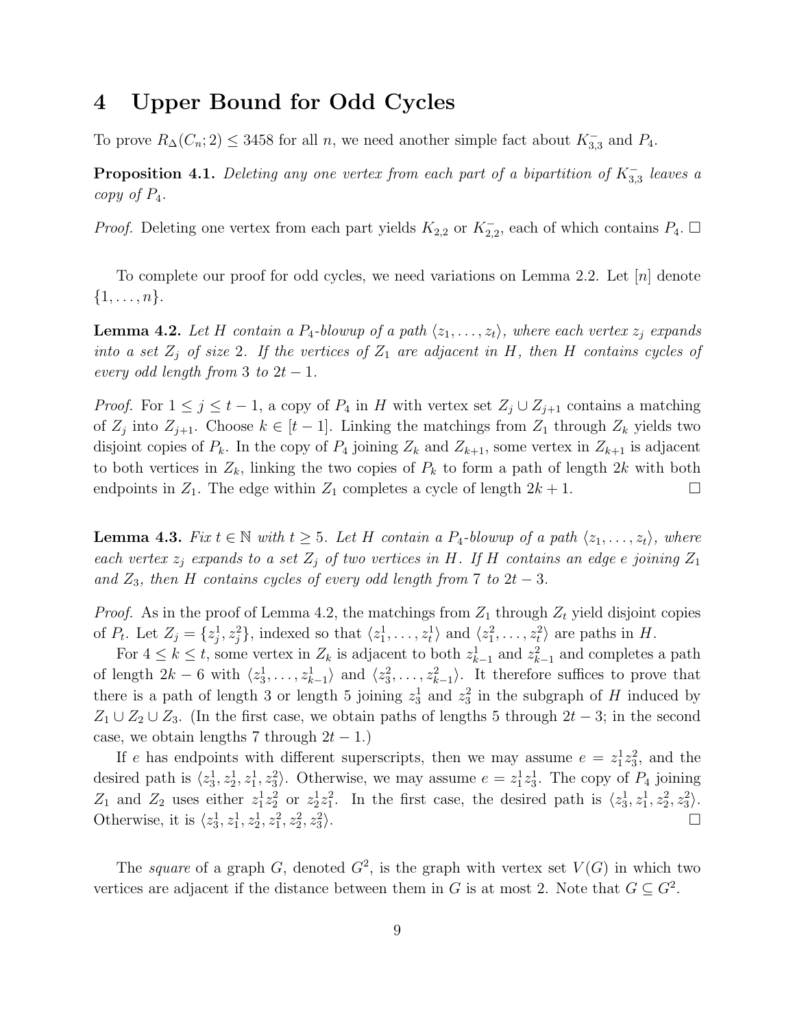# 4 Upper Bound for Odd Cycles

To prove $R_\Delta(C_n; 2) \le 3458$ for all $n$, we need another simple fact about $K_{3,3}^-$ and $P_4$.

**Proposition 4.1.** *Deleting any one vertex from each part of a bipartition of $K_{3,3}^-$ leaves a copy of $P_4$.*

*Proof.* Deleting one vertex from each part yields $K_{2,2}$ or $K_{2,2}^-$, each of which contains $P_4$. □

To complete our proof for odd cycles, we need variations on Lemma 2.2. Let $[n]$ denote $\{1, \ldots, n\}$.

**Lemma 4.2.** *Let $H$ contain a $P_4$-blowup of a path $\langle z_1, \ldots, z_t \rangle$, where each vertex $z_j$ expands into a set $Z_j$ of size 2. If the vertices of $Z_1$ are adjacent in $H$, then $H$ contains cycles of every odd length from 3 to $2t - 1$.*

*Proof.* For $1 \le j \le t-1$, a copy of $P_4$ in $H$ with vertex set $Z_j \cup Z_{j+1}$ contains a matching of $Z_j$ into $Z_{j+1}$. Choose $k \in [t-1]$. Linking the matchings from $Z_1$ through $Z_k$ yields two disjoint copies of $P_k$. In the copy of $P_4$ joining $Z_k$ and $Z_{k+1}$, some vertex in $Z_{k+1}$ is adjacent to both vertices in $Z_k$, linking the two copies of $P_k$ to form a path of length $2k$ with both endpoints in $Z_1$. The edge within $Z_1$ completes a cycle of length $2k+1$. □

**Lemma 4.3.** *Fix $t \in \mathbb{N}$ with $t \ge 5$. Let $H$ contain a $P_4$-blowup of a path $\langle z_1, \ldots, z_t \rangle$, where each vertex $z_j$ expands to a set $Z_j$ of two vertices in $H$. If $H$ contains an edge $e$ joining $Z_1$ and $Z_3$, then $H$ contains cycles of every odd length from 7 to $2t - 3$.*

*Proof.* As in the proof of Lemma 4.2, the matchings from $Z_1$ through $Z_t$ yield disjoint copies of $P_t$. Let $Z_j = \{z_j^1, z_j^2\}$, indexed so that $\langle z_1^1, \ldots, z_t^1 \rangle$ and $\langle z_1^2, \ldots, z_t^2 \rangle$ are paths in $H$.

For $4 \le k \le t$, some vertex in $Z_k$ is adjacent to both $z_{k-1}^1$ and $z_{k-1}^2$ and completes a path of length $2k - 6$ with $\langle z_3^1, \ldots, z_{k-1}^1 \rangle$ and $\langle z_3^2, \ldots, z_{k-1}^2 \rangle$. It therefore suffices to prove that there is a path of length 3 or length 5 joining $z_3^1$ and $z_3^2$ in the subgraph of $H$ induced by $Z_1 \cup Z_2 \cup Z_3$. (In the first case, we obtain paths of lengths 5 through $2t - 3$; in the second case, we obtain lengths 7 through $2t - 1$.)

If $e$ has endpoints with different superscripts, then we may assume $e = z_1^1 z_3^2$, and the desired path is $\langle z_3^1, z_2^1, z_1^1, z_3^2 \rangle$. Otherwise, we may assume $e = z_1^1 z_3^1$. The copy of $P_4$ joining $Z_1$ and $Z_2$ uses either $z_1^1 z_2^2$ or $z_2^1 z_1^2$. In the first case, the desired path is $\langle z_3^1, z_1^1, z_2^2, z_3^2 \rangle$. Otherwise, it is $\langle z_3^1, z_1^1, z_2^1, z_1^2, z_2^2, z_3^2 \rangle$. □

The *square* of a graph $G$, denoted $G^2$, is the graph with vertex set $V(G)$ in which two vertices are adjacent if the distance between them in $G$ is at most 2. Note that $G \subseteq G^2$.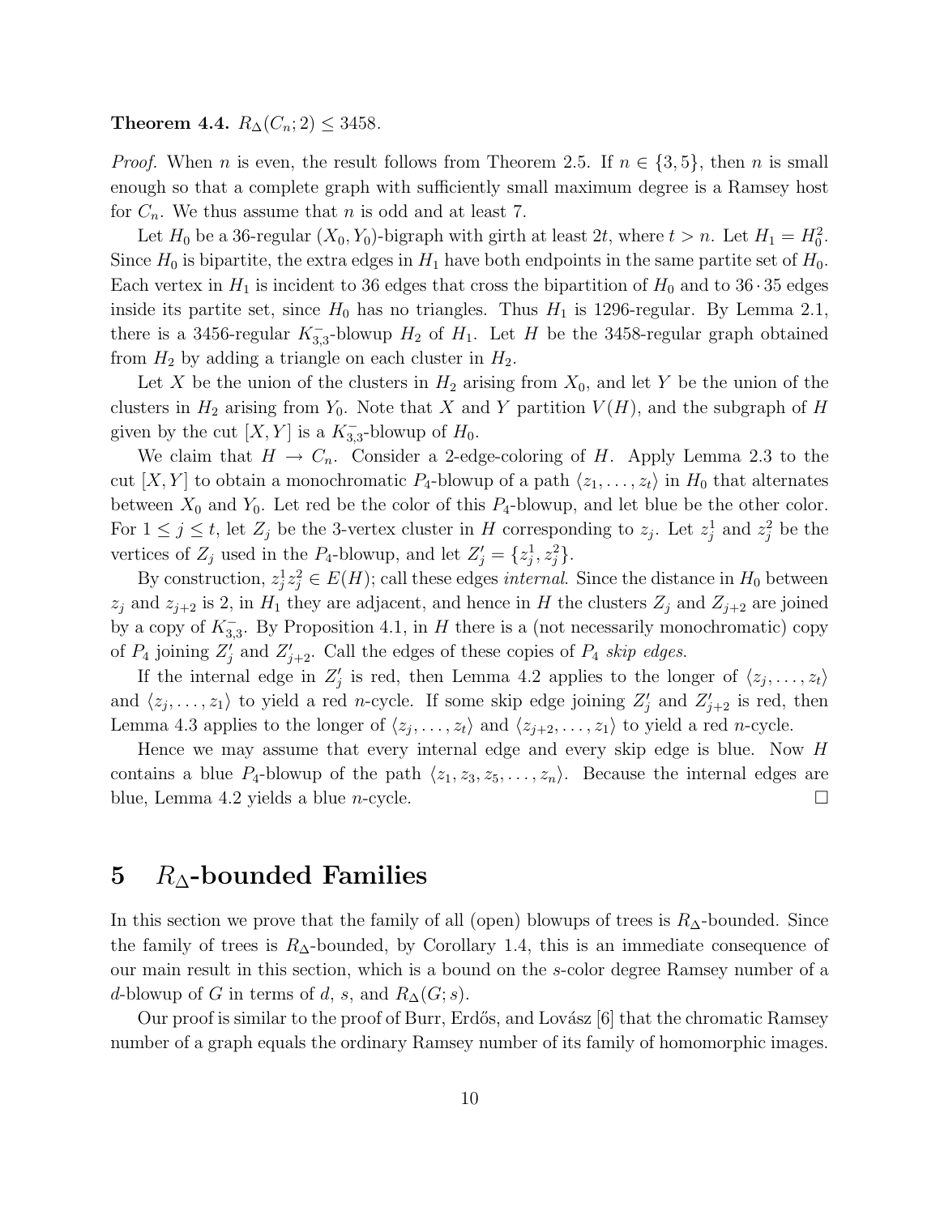**Theorem 4.4.** $R_\Delta(C_n; 2) \le 3458$.

*Proof.* When $n$ is even, the result follows from Theorem 2.5. If $n \in \{3, 5\}$, then $n$ is small enough so that a complete graph with sufficiently small maximum degree is a Ramsey host for $C_n$. We thus assume that $n$ is odd and at least 7.

Let $H_0$ be a 36-regular $(X_0, Y_0)$-bigraph with girth at least $2t$, where $t > n$. Let $H_1 = H_0^2$. Since $H_0$ is bipartite, the extra edges in $H_1$ have both endpoints in the same partite set of $H_0$. Each vertex in $H_1$ is incident to 36 edges that cross the bipartition of $H_0$ and to $36 \cdot 35$ edges inside its partite set, since $H_0$ has no triangles. Thus $H_1$ is 1296-regular. By Lemma 2.1, there is a 3456-regular $K_{3,3}^-$-blowup $H_2$ of $H_1$. Let $H$ be the 3458-regular graph obtained from $H_2$ by adding a triangle on each cluster in $H_2$.

Let $X$ be the union of the clusters in $H_2$ arising from $X_0$, and let $Y$ be the union of the clusters in $H_2$ arising from $Y_0$. Note that $X$ and $Y$ partition $V(H)$, and the subgraph of $H$ given by the cut $[X, Y]$ is a $K_{3,3}^-$-blowup of $H_0$.

We claim that $H \to C_n$. Consider a 2-edge-coloring of $H$. Apply Lemma 2.3 to the cut $[X, Y]$ to obtain a monochromatic $P_4$-blowup of a path $\langle z_1, \ldots, z_t \rangle$ in $H_0$ that alternates between $X_0$ and $Y_0$. Let red be the color of this $P_4$-blowup, and let blue be the other color. For $1 \le j \le t$, let $Z_j$ be the 3-vertex cluster in $H$ corresponding to $z_j$. Let $z_j^1$ and $z_j^2$ be the vertices of $Z_j$ used in the $P_4$-blowup, and let $Z_j' = \{z_j^1, z_j^2\}$.

By construction, $z_j^1 z_j^2 \in E(H)$; call these edges *internal*. Since the distance in $H_0$ between $z_j$ and $z_{j+2}$ is 2, in $H_1$ they are adjacent, and hence in $H$ the clusters $Z_j$ and $Z_{j+2}$ are joined by a copy of $K_{3,3}^-$. By Proposition 4.1, in $H$ there is a (not necessarily monochromatic) copy of $P_4$ joining $Z_j'$ and $Z_{j+2}'$. Call the edges of these copies of $P_4$ *skip edges*.

If the internal edge in $Z_j'$ is red, then Lemma 4.2 applies to the longer of $\langle z_j, \ldots, z_t \rangle$ and $\langle z_j, \ldots, z_1 \rangle$ to yield a red $n$-cycle. If some skip edge joining $Z_j'$ and $Z_{j+2}'$ is red, then Lemma 4.3 applies to the longer of $\langle z_j, \ldots, z_t \rangle$ and $\langle z_{j+2}, \ldots, z_1 \rangle$ to yield a red $n$-cycle.

Hence we may assume that every internal edge and every skip edge is blue. Now $H$ contains a blue $P_4$-blowup of the path $\langle z_1, z_3, z_5, \ldots, z_n \rangle$. Because the internal edges are blue, Lemma 4.2 yields a blue $n$-cycle. $\square$

# 5 $R_\Delta$-bounded Families

In this section we prove that the family of all (open) blowups of trees is $R_\Delta$-bounded. Since the family of trees is $R_\Delta$-bounded, by Corollary 1.4, this is an immediate consequence of our main result in this section, which is a bound on the $s$-color degree Ramsey number of a $d$-blowup of $G$ in terms of $d$, $s$, and $R_\Delta(G; s)$.

Our proof is similar to the proof of Burr, Erdős, and Lovász [6] that the chromatic Ramsey number of a graph equals the ordinary Ramsey number of its family of homomorphic images.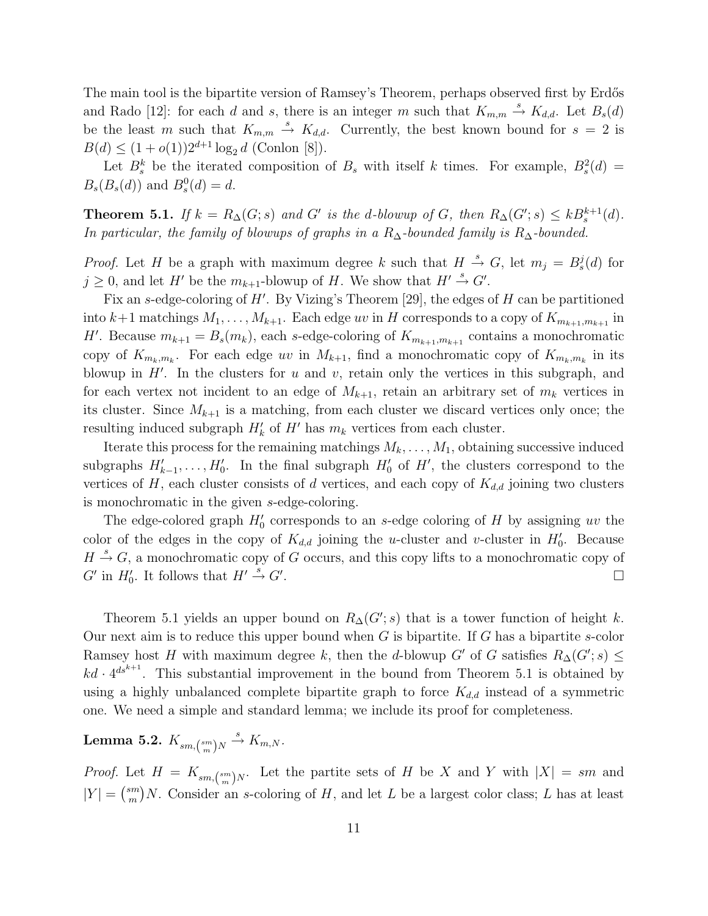The main tool is the bipartite version of Ramsey's Theorem, perhaps observed first by Erdős and Rado [12]: for each $d$ and $s$, there is an integer $m$ such that $K_{m,m} \xrightarrow{s} K_{d,d}$. Let $B_s(d)$ be the least $m$ such that $K_{m,m} \xrightarrow{s} K_{d,d}$. Currently, the best known bound for $s = 2$ is $B(d) \le (1 + o(1))2^{d+1} \log_2 d$ (Conlon [8]).

Let $B_s^k$ be the iterated composition of $B_s$ with itself $k$ times. For example, $B_s^2(d) = B_s(B_s(d))$ and $B_s^0(d) = d$.

**Theorem 5.1.** *If $k = R_\Delta(G; s)$ and $G'$ is the $d$-blowup of $G$, then $R_\Delta(G'; s) \le kB_s^{k+1}(d)$. In particular, the family of blowups of graphs in a $R_\Delta$-bounded family is $R_\Delta$-bounded.*

*Proof.* Let $H$ be a graph with maximum degree $k$ such that $H \xrightarrow{s} G$, let $m_j = B_s^j(d)$ for $j \ge 0$, and let $H'$ be the $m_{k+1}$-blowup of $H$. We show that $H' \xrightarrow{s} G'$.

Fix an $s$-edge-coloring of $H'$. By Vizing's Theorem [29], the edges of $H$ can be partitioned into $k+1$ matchings $M_1, \ldots, M_{k+1}$. Each edge $uv$ in $H$ corresponds to a copy of $K_{m_{k+1},m_{k+1}}$ in $H'$. Because $m_{k+1} = B_s(m_k)$, each $s$-edge-coloring of $K_{m_{k+1},m_{k+1}}$ contains a monochromatic copy of $K_{m_k,m_k}$. For each edge $uv$ in $M_{k+1}$, find a monochromatic copy of $K_{m_k,m_k}$ in its blowup in $H'$. In the clusters for $u$ and $v$, retain only the vertices in this subgraph, and for each vertex not incident to an edge of $M_{k+1}$, retain an arbitrary set of $m_k$ vertices in its cluster. Since $M_{k+1}$ is a matching, from each cluster we discard vertices only once; the resulting induced subgraph $H'_k$ of $H'$ has $m_k$ vertices from each cluster.

Iterate this process for the remaining matchings $M_k, \ldots, M_1$, obtaining successive induced subgraphs $H'_{k-1}, \ldots, H'_0$. In the final subgraph $H'_0$ of $H'$, the clusters correspond to the vertices of $H$, each cluster consists of $d$ vertices, and each copy of $K_{d,d}$ joining two clusters is monochromatic in the given $s$-edge-coloring.

The edge-colored graph $H'_0$ corresponds to an $s$-edge coloring of $H$ by assigning $uv$ the color of the edges in the copy of $K_{d,d}$ joining the $u$-cluster and $v$-cluster in $H'_0$. Because $H \xrightarrow{s} G$, a monochromatic copy of $G$ occurs, and this copy lifts to a monochromatic copy of $G'$ in $H'_0$. It follows that $H' \xrightarrow{s} G'$. $\square$

Theorem 5.1 yields an upper bound on $R_\Delta(G'; s)$ that is a tower function of height $k$. Our next aim is to reduce this upper bound when $G$ is bipartite. If $G$ has a bipartite $s$-color Ramsey host $H$ with maximum degree $k$, then the $d$-blowup $G'$ of $G$ satisfies $R_\Delta(G'; s) \le kd \cdot 4^{ds^{k+1}}$. This substantial improvement in the bound from Theorem 5.1 is obtained by using a highly unbalanced complete bipartite graph to force $K_{d,d}$ instead of a symmetric one. We need a simple and standard lemma; we include its proof for completeness.

**Lemma 5.2.** $K_{sm,\binom{sm}{m}N} \xrightarrow{s} K_{m,N}$.

*Proof.* Let $H = K_{sm,\binom{sm}{m}N}$. Let the partite sets of $H$ be $X$ and $Y$ with $|X| = sm$ and $|Y| = \binom{sm}{m}N$. Consider an $s$-coloring of $H$, and let $L$ be a largest color class; $L$ has at least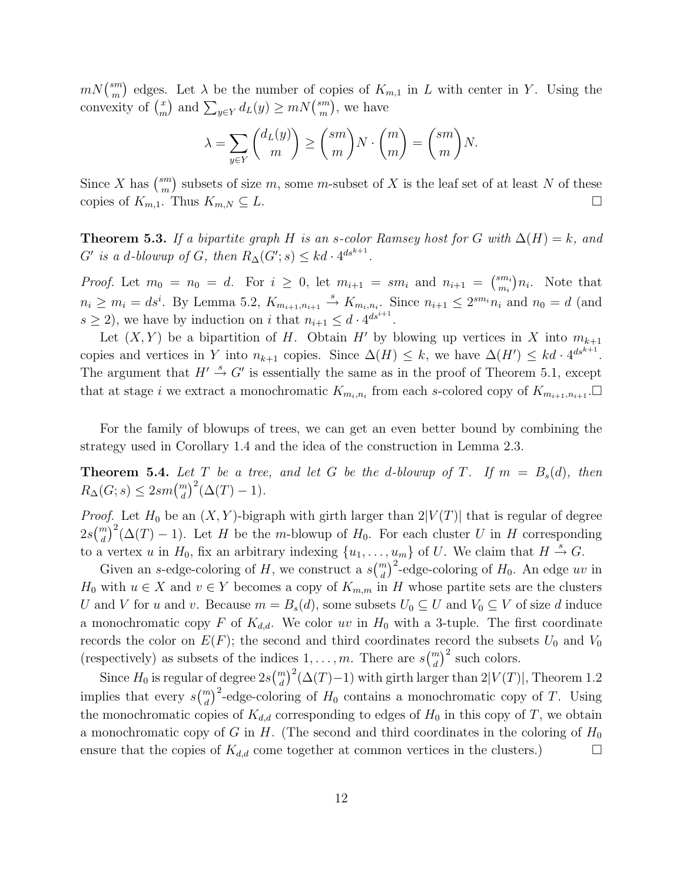$mN\binom{sm}{m}$ edges. Let $\lambda$ be the number of copies of $K_{m,1}$ in $L$ with center in $Y$. Using the convexity of $\binom{x}{m}$ and $\sum_{y\in Y} d_L(y) \ge mN\binom{sm}{m}$, we have

$$\lambda = \sum_{y\in Y} \binom{d_L(y)}{m} \ge \binom{sm}{m}N \cdot \binom{m}{m} = \binom{sm}{m}N.$$

Since $X$ has $\binom{sm}{m}$ subsets of size $m$, some $m$-subset of $X$ is the leaf set of at least $N$ of these copies of $K_{m,1}$. Thus $K_{m,N} \subseteq L$. □

**Theorem 5.3.** *If a bipartite graph $H$ is an $s$-color Ramsey host for $G$ with $\Delta(H) = k$, and $G'$ is a $d$-blowup of $G$, then $R_\Delta(G'; s) \le kd \cdot 4^{ds^{k+1}}$.*

*Proof.* Let $m_0 = n_0 = d$. For $i \ge 0$, let $m_{i+1} = sm_i$ and $n_{i+1} = \binom{sm_i}{m_i}n_i$. Note that $n_i \ge m_i = ds^i$. By Lemma 5.2, $K_{m_{i+1},n_{i+1}} \xrightarrow{s} K_{m_i,n_i}$. Since $n_{i+1} \le 2^{sm_i}n_i$ and $n_0 = d$ (and $s \ge 2$), we have by induction on $i$ that $n_{i+1} \le d \cdot 4^{ds^{i+1}}$.

Let $(X, Y)$ be a bipartition of $H$. Obtain $H'$ by blowing up vertices in $X$ into $m_{k+1}$ copies and vertices in $Y$ into $n_{k+1}$ copies. Since $\Delta(H) \le k$, we have $\Delta(H') \le kd \cdot 4^{ds^{k+1}}$. The argument that $H' \xrightarrow{s} G'$ is essentially the same as in the proof of Theorem 5.1, except that at stage $i$ we extract a monochromatic $K_{m_i,n_i}$ from each $s$-colored copy of $K_{m_{i+1},n_{i+1}}$. □

For the family of blowups of trees, we can get an even better bound by combining the strategy used in Corollary 1.4 and the idea of the construction in Lemma 2.3.

**Theorem 5.4.** *Let $T$ be a tree, and let $G$ be the $d$-blowup of $T$. If $m = B_s(d)$, then $R_\Delta(G; s) \le 2sm\binom{m}{d}^2(\Delta(T) - 1)$.*

*Proof.* Let $H_0$ be an $(X, Y)$-bigraph with girth larger than $2|V(T)|$ that is regular of degree $2s\binom{m}{d}^2(\Delta(T) - 1)$. Let $H$ be the $m$-blowup of $H_0$. For each cluster $U$ in $H$ corresponding to a vertex $u$ in $H_0$, fix an arbitrary indexing $\{u_1, \ldots, u_m\}$ of $U$. We claim that $H \xrightarrow{s} G$.

Given an $s$-edge-coloring of $H$, we construct a $s\binom{m}{d}^2$-edge-coloring of $H_0$. An edge $uv$ in $H_0$ with $u \in X$ and $v \in Y$ becomes a copy of $K_{m,m}$ in $H$ whose partite sets are the clusters $U$ and $V$ for $u$ and $v$. Because $m = B_s(d)$, some subsets $U_0 \subseteq U$ and $V_0 \subseteq V$ of size $d$ induce a monochromatic copy $F$ of $K_{d,d}$. We color $uv$ in $H_0$ with a 3-tuple. The first coordinate records the color on $E(F)$; the second and third coordinates record the subsets $U_0$ and $V_0$ (respectively) as subsets of the indices $1, \ldots, m$. There are $s\binom{m}{d}^2$ such colors.

Since $H_0$ is regular of degree $2s\binom{m}{d}^2(\Delta(T)-1)$ with girth larger than $2|V(T)|$, Theorem 1.2 implies that every $s\binom{m}{d}^2$-edge-coloring of $H_0$ contains a monochromatic copy of $T$. Using the monochromatic copies of $K_{d,d}$ corresponding to edges of $H_0$ in this copy of $T$, we obtain a monochromatic copy of $G$ in $H$. (The second and third coordinates in the coloring of $H_0$ ensure that the copies of $K_{d,d}$ come together at common vertices in the clusters.) □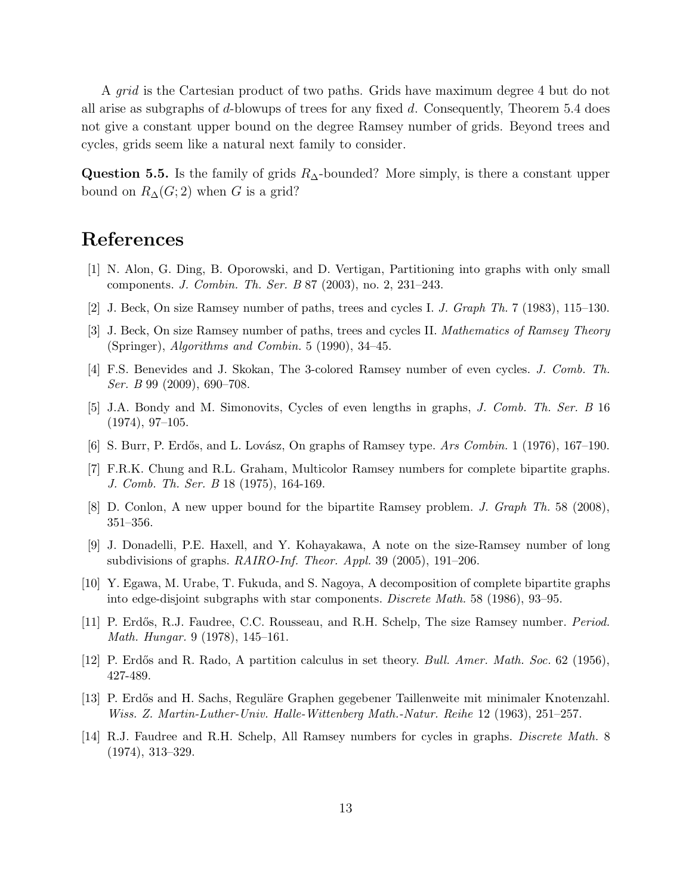A *grid* is the Cartesian product of two paths. Grids have maximum degree 4 but do not all arise as subgraphs of $d$-blowups of trees for any fixed $d$. Consequently, Theorem 5.4 does not give a constant upper bound on the degree Ramsey number of grids. Beyond trees and cycles, grids seem like a natural next family to consider.

**Question 5.5.** Is the family of grids $R_\Delta$-bounded? More simply, is there a constant upper bound on $R_\Delta(G;2)$ when $G$ is a grid?

# References

[1] N. Alon, G. Ding, B. Oporowski, and D. Vertigan, Partitioning into graphs with only small components. *J. Combin. Th. Ser. B* 87 (2003), no. 2, 231–243.

[2] J. Beck, On size Ramsey number of paths, trees and cycles I. *J. Graph Th.* 7 (1983), 115–130.

[3] J. Beck, On size Ramsey number of paths, trees and cycles II. *Mathematics of Ramsey Theory* (Springer), *Algorithms and Combin.* 5 (1990), 34–45.

[4] F.S. Benevides and J. Skokan, The 3-colored Ramsey number of even cycles. *J. Comb. Th. Ser. B* 99 (2009), 690–708.

[5] J.A. Bondy and M. Simonovits, Cycles of even lengths in graphs, *J. Comb. Th. Ser. B* 16 (1974), 97–105.

[6] S. Burr, P. Erdős, and L. Lovász, On graphs of Ramsey type. *Ars Combin.* 1 (1976), 167–190.

[7] F.R.K. Chung and R.L. Graham, Multicolor Ramsey numbers for complete bipartite graphs. *J. Comb. Th. Ser. B* 18 (1975), 164-169.

[8] D. Conlon, A new upper bound for the bipartite Ramsey problem. *J. Graph Th.* 58 (2008), 351–356.

[9] J. Donadelli, P.E. Haxell, and Y. Kohayakawa, A note on the size-Ramsey number of long subdivisions of graphs. *RAIRO-Inf. Theor. Appl.* 39 (2005), 191–206.

[10] Y. Egawa, M. Urabe, T. Fukuda, and S. Nagoya, A decomposition of complete bipartite graphs into edge-disjoint subgraphs with star components. *Discrete Math.* 58 (1986), 93–95.

[11] P. Erdős, R.J. Faudree, C.C. Rousseau, and R.H. Schelp, The size Ramsey number. *Period. Math. Hungar.* 9 (1978), 145–161.

[12] P. Erdős and R. Rado, A partition calculus in set theory. *Bull. Amer. Math. Soc.* 62 (1956), 427-489.

[13] P. Erdős and H. Sachs, Reguläre Graphen gegebener Taillenweite mit minimaler Knotenzahl. *Wiss. Z. Martin-Luther-Univ. Halle-Wittenberg Math.-Natur. Reihe* 12 (1963), 251–257.

[14] R.J. Faudree and R.H. Schelp, All Ramsey numbers for cycles in graphs. *Discrete Math.* 8 (1974), 313–329.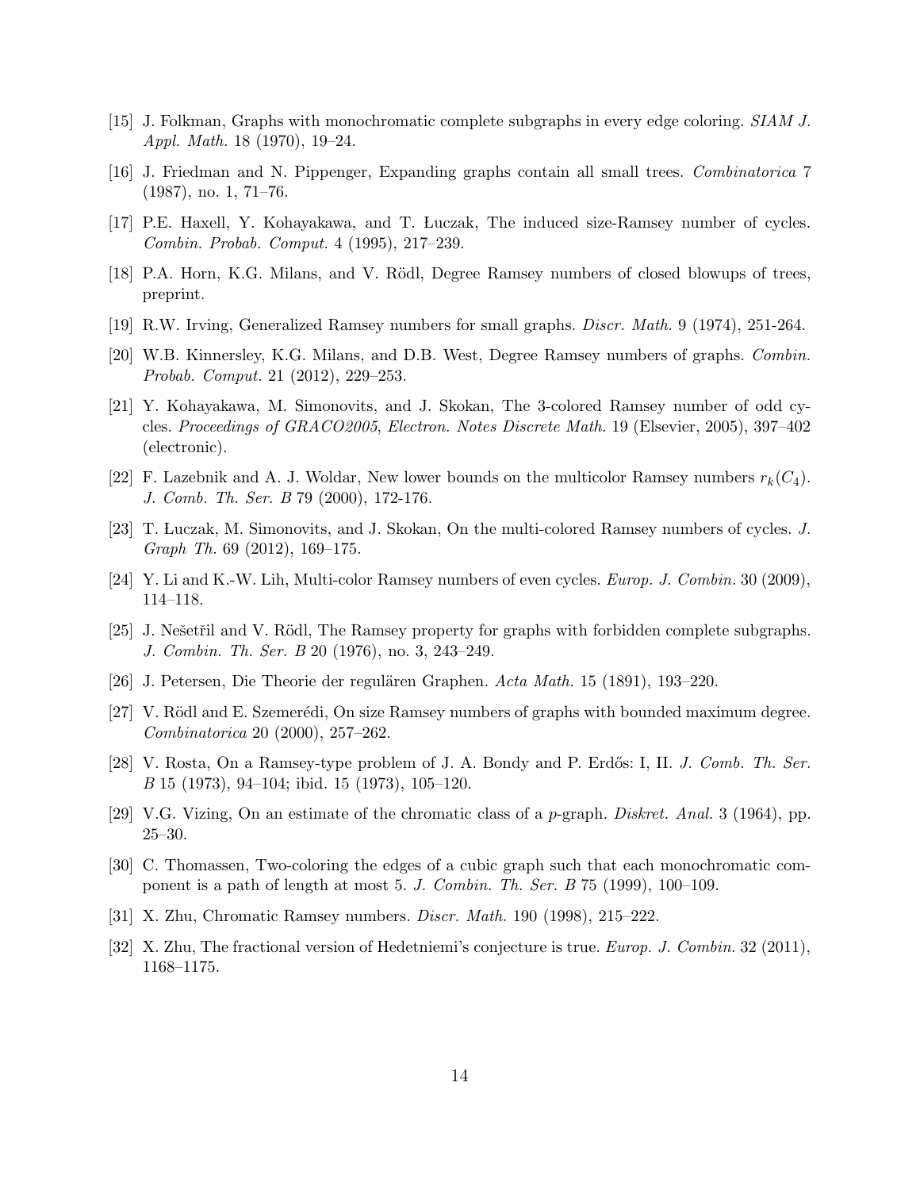[15] J. Folkman, Graphs with monochromatic complete subgraphs in every edge coloring. *SIAM J. Appl. Math.* 18 (1970), 19–24.

[16] J. Friedman and N. Pippenger, Expanding graphs contain all small trees. *Combinatorica* 7 (1987), no. 1, 71–76.

[17] P.E. Haxell, Y. Kohayakawa, and T. Łuczak, The induced size-Ramsey number of cycles. *Combin. Probab. Comput.* 4 (1995), 217–239.

[18] P.A. Horn, K.G. Milans, and V. Rödl, Degree Ramsey numbers of closed blowups of trees, preprint.

[19] R.W. Irving, Generalized Ramsey numbers for small graphs. *Discr. Math.* 9 (1974), 251-264.

[20] W.B. Kinnersley, K.G. Milans, and D.B. West, Degree Ramsey numbers of graphs. *Combin. Probab. Comput.* 21 (2012), 229–253.

[21] Y. Kohayakawa, M. Simonovits, and J. Skokan, The 3-colored Ramsey number of odd cycles. *Proceedings of GRACO2005*, *Electron. Notes Discrete Math.* 19 (Elsevier, 2005), 397–402 (electronic).

[22] F. Lazebnik and A. J. Woldar, New lower bounds on the multicolor Ramsey numbers $r_k(C_4)$. *J. Comb. Th. Ser. B* 79 (2000), 172-176.

[23] T. Łuczak, M. Simonovits, and J. Skokan, On the multi-colored Ramsey numbers of cycles. *J. Graph Th.* 69 (2012), 169–175.

[24] Y. Li and K.-W. Lih, Multi-color Ramsey numbers of even cycles. *Europ. J. Combin.* 30 (2009), 114–118.

[25] J. Nešetřil and V. Rödl, The Ramsey property for graphs with forbidden complete subgraphs. *J. Combin. Th. Ser. B* 20 (1976), no. 3, 243–249.

[26] J. Petersen, Die Theorie der regulären Graphen. *Acta Math.* 15 (1891), 193–220.

[27] V. Rödl and E. Szemerédi, On size Ramsey numbers of graphs with bounded maximum degree. *Combinatorica* 20 (2000), 257–262.

[28] V. Rosta, On a Ramsey-type problem of J. A. Bondy and P. Erdős: I, II. *J. Comb. Th. Ser. B* 15 (1973), 94–104; ibid. 15 (1973), 105–120.

[29] V.G. Vizing, On an estimate of the chromatic class of a $p$-graph. *Diskret. Anal.* 3 (1964), pp. 25–30.

[30] C. Thomassen, Two-coloring the edges of a cubic graph such that each monochromatic component is a path of length at most 5. *J. Combin. Th. Ser. B* 75 (1999), 100–109.

[31] X. Zhu, Chromatic Ramsey numbers. *Discr. Math.* 190 (1998), 215–222.

[32] X. Zhu, The fractional version of Hedetniemi's conjecture is true. *Europ. J. Combin.* 32 (2011), 1168–1175.